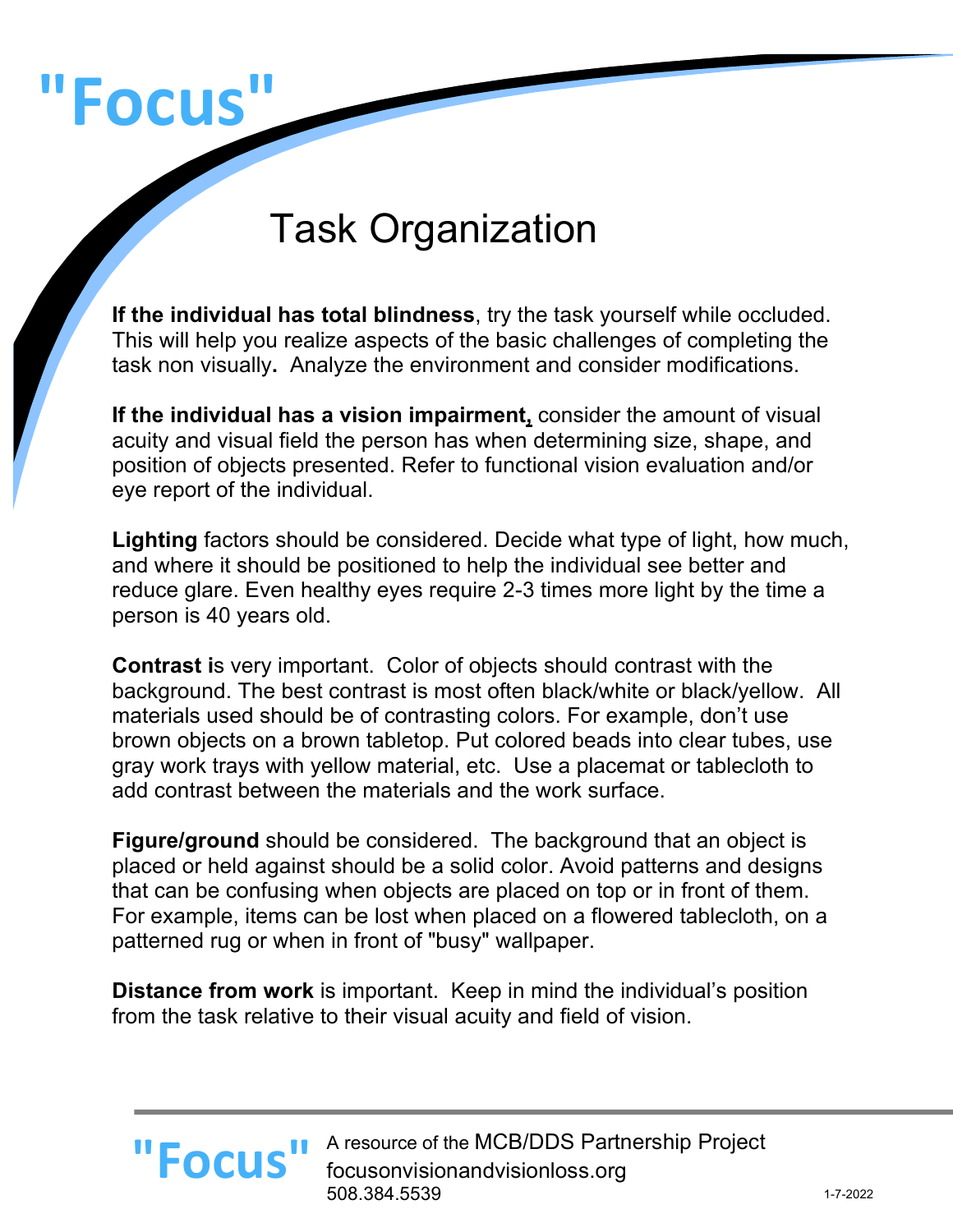# "Focus"

## Task Organization

**If the individual has total blindness**, try the task yourself while occluded. This will help you realize aspects of the basic challenges of completing the task non visually**.** Analyze the environment and consider modifications.

**If the individual has a vision impairment,** consider the amount of visual acuity and visual field the person has when determining size, shape, and position of objects presented. Refer to functional vision evaluation and/or eye report of the individual.

**Lighting** factors should be considered. Decide what type of light, how much, and where it should be positioned to help the individual see better and reduce glare. Even healthy eyes require 2-3 times more light by the time a person is 40 years old.

**Contrast i**s very important. Color of objects should contrast with the background. The best contrast is most often black/white or black/yellow. All materials used should be of contrasting colors. For example, don't use brown objects on a brown tabletop. Put colored beads into clear tubes, use gray work trays with yellow material, etc. Use a placemat or tablecloth to add contrast between the materials and the work surface.

**Figure/ground** should be considered. The background that an object is placed or held against should be a solid color. Avoid patterns and designs that can be confusing when objects are placed on top or in front of them. For example, items can be lost when placed on a flowered tablecloth, on a patterned rug or when in front of "busy" wallpaper.

**Distance from work** is important. Keep in mind the individual's position from the task relative to their visual acuity and field of vision.

"Focus" A resource of the MCB/DDS Partnership Project
focusonvisionandvisionloss.org
508.384.5539

1-7-2022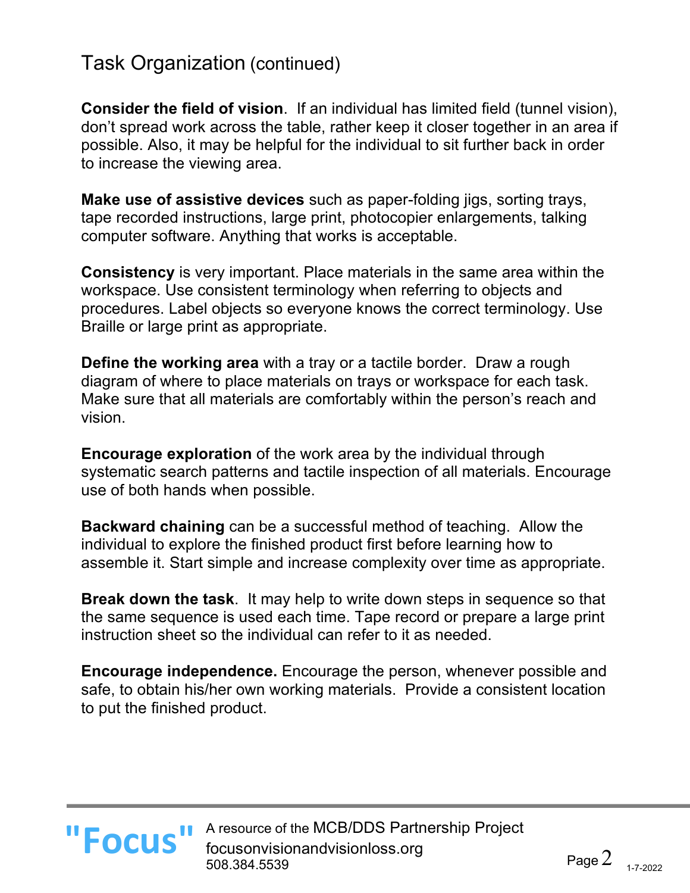## Task Organization (continued)

**Consider the field of vision**. If an individual has limited field (tunnel vision), don't spread work across the table, rather keep it closer together in an area if possible. Also, it may be helpful for the individual to sit further back in order to increase the viewing area.

**Make use of assistive devices** such as paper-folding jigs, sorting trays, tape recorded instructions, large print, photocopier enlargements, talking computer software. Anything that works is acceptable.

**Consistency** is very important. Place materials in the same area within the workspace. Use consistent terminology when referring to objects and procedures. Label objects so everyone knows the correct terminology. Use Braille or large print as appropriate.

**Define the working area** with a tray or a tactile border. Draw a rough diagram of where to place materials on trays or workspace for each task. Make sure that all materials are comfortably within the person's reach and vision.

**Encourage exploration** of the work area by the individual through systematic search patterns and tactile inspection of all materials. Encourage use of both hands when possible.

**Backward chaining** can be a successful method of teaching. Allow the individual to explore the finished product first before learning how to assemble it. Start simple and increase complexity over time as appropriate.

**Break down the task**. It may help to write down steps in sequence so that the same sequence is used each time. Tape record or prepare a large print instruction sheet so the individual can refer to it as needed.

**Encourage independence.** Encourage the person, whenever possible and safe, to obtain his/her own working materials. Provide a consistent location to put the finished product.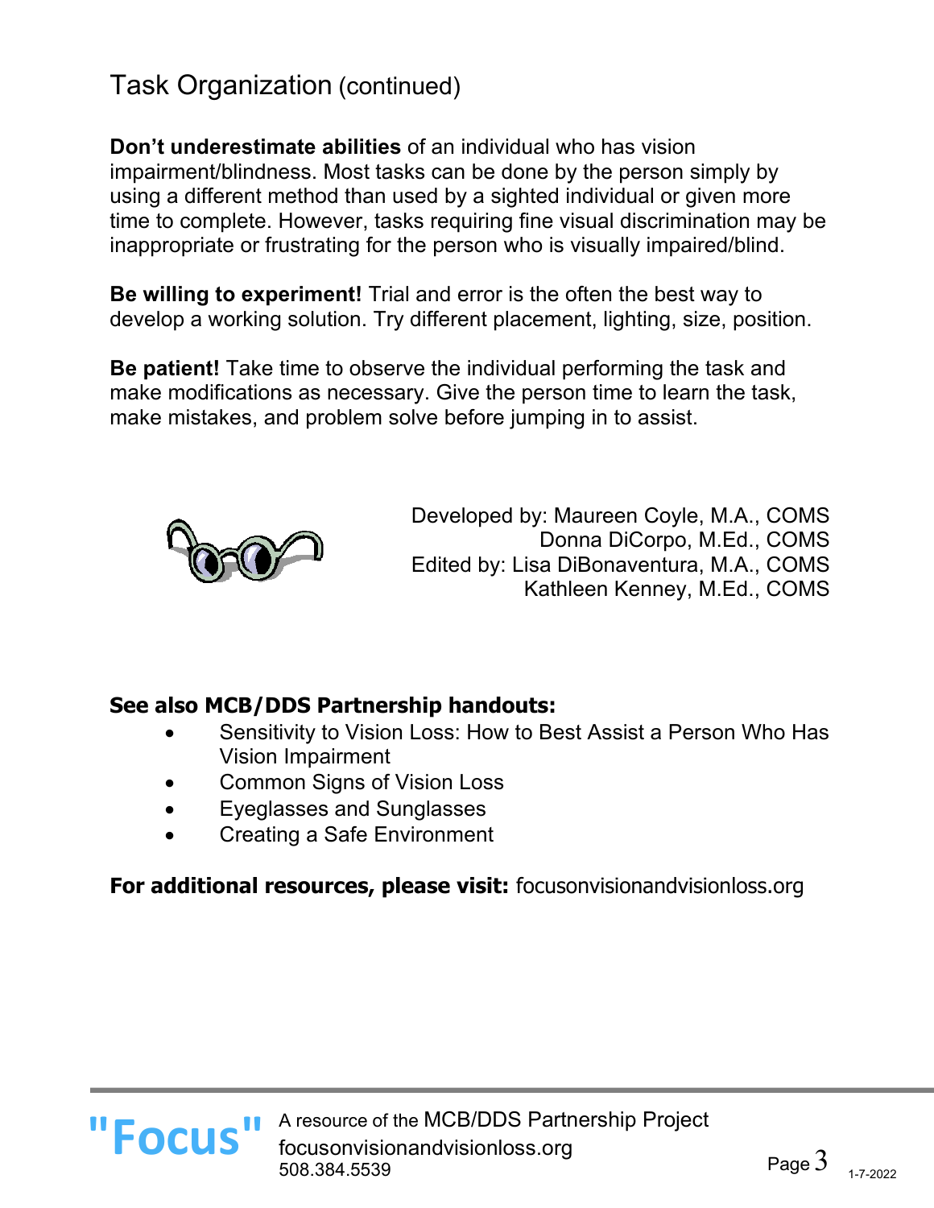## Task Organization (continued)

**Don't underestimate abilities** of an individual who has vision impairment/blindness. Most tasks can be done by the person simply by using a different method than used by a sighted individual or given more time to complete. However, tasks requiring fine visual discrimination may be inappropriate or frustrating for the person who is visually impaired/blind.

**Be willing to experiment!** Trial and error is the often the best way to develop a working solution. Try different placement, lighting, size, position.

**Be patient!** Take time to observe the individual performing the task and make modifications as necessary. Give the person time to learn the task, make mistakes, and problem solve before jumping in to assist.

Developed by: Maureen Coyle, M.A., COMS
Donna DiCorpo, M.Ed., COMS
Edited by: Lisa DiBonaventura, M.A., COMS
Kathleen Kenney, M.Ed., COMS

**See also MCB/DDS Partnership handouts:**

- Sensitivity to Vision Loss: How to Best Assist a Person Who Has Vision Impairment
- Common Signs of Vision Loss
- Eyeglasses and Sunglasses
- Creating a Safe Environment

**For additional resources, please visit:** focusonvisionandvisionloss.org

"Focus" A resource of the MCB/DDS Partnership Project
focusonvisionandvisionloss.org
508.384.5539

1-7-2022